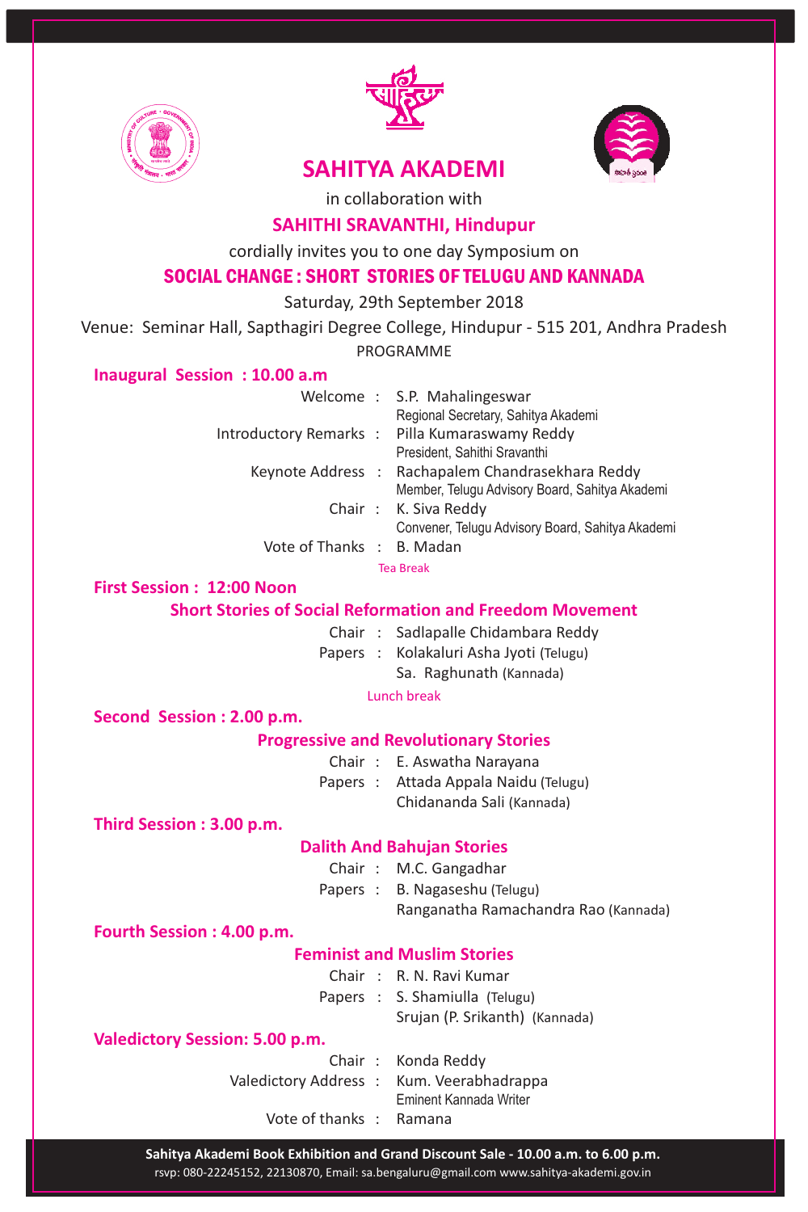# SAHITYA AKADEMI

in collaboration with

## SAHITHI SRAVANTHI, Hindupur

cordially invites you to one day Symposium on

## SOCIAL CHANGE : SHORT STORIES OF TELUGU AND KANNADA

Saturday, 29th September 2018

Venue: Seminar Hall, Sapthagiri Degree College, Hindupur - 515 201, Andhra Pradesh

PROGRAMME

### Inaugural Session : 10.00 a.m

Welcome : S.P. Mahalingeswar
Regional Secretary, Sahitya Akademi

Introductory Remarks : Pilla Kumaraswamy Reddy
President, Sahithi Sravanthi

Keynote Address : Rachapalem Chandrasekhara Reddy
Member, Telugu Advisory Board, Sahitya Akademi

Chair : K. Siva Reddy
Convener, Telugu Advisory Board, Sahitya Akademi

Vote of Thanks : B. Madan

Tea Break

### First Session : 12:00 Noon

**Short Stories of Social Reformation and Freedom Movement**

Chair : Sadlapalle Chidambara Reddy

Papers : Kolakaluri Asha Jyoti (Telugu)
Sa. Raghunath (Kannada)

Lunch break

### Second Session : 2.00 p.m.

**Progressive and Revolutionary Stories**

Chair : E. Aswatha Narayana

Papers : Attada Appala Naidu (Telugu)
Chidananda Sali (Kannada)

### Third Session : 3.00 p.m.

**Dalith And Bahujan Stories**

Chair : M.C. Gangadhar

Papers : B. Nagaseshu (Telugu)
Ranganatha Ramachandra Rao (Kannada)

### Fourth Session : 4.00 p.m.

**Feminist and Muslim Stories**

Chair : R. N. Ravi Kumar

Papers : S. Shamiulla (Telugu)
Srujan (P. Srikanth) (Kannada)

### Valedictory Session: 5.00 p.m.

Chair : Konda Reddy

Valedictory Address : Kum. Veerabhadrappa
Eminent Kannada Writer

Vote of thanks : Ramana

**Sahitya Akademi Book Exhibition and Grand Discount Sale - 10.00 a.m. to 6.00 p.m.**

rsvp: 080-22245152, 22130870, Email: sa.bengaluru@gmail.com www.sahitya-akademi.gov.in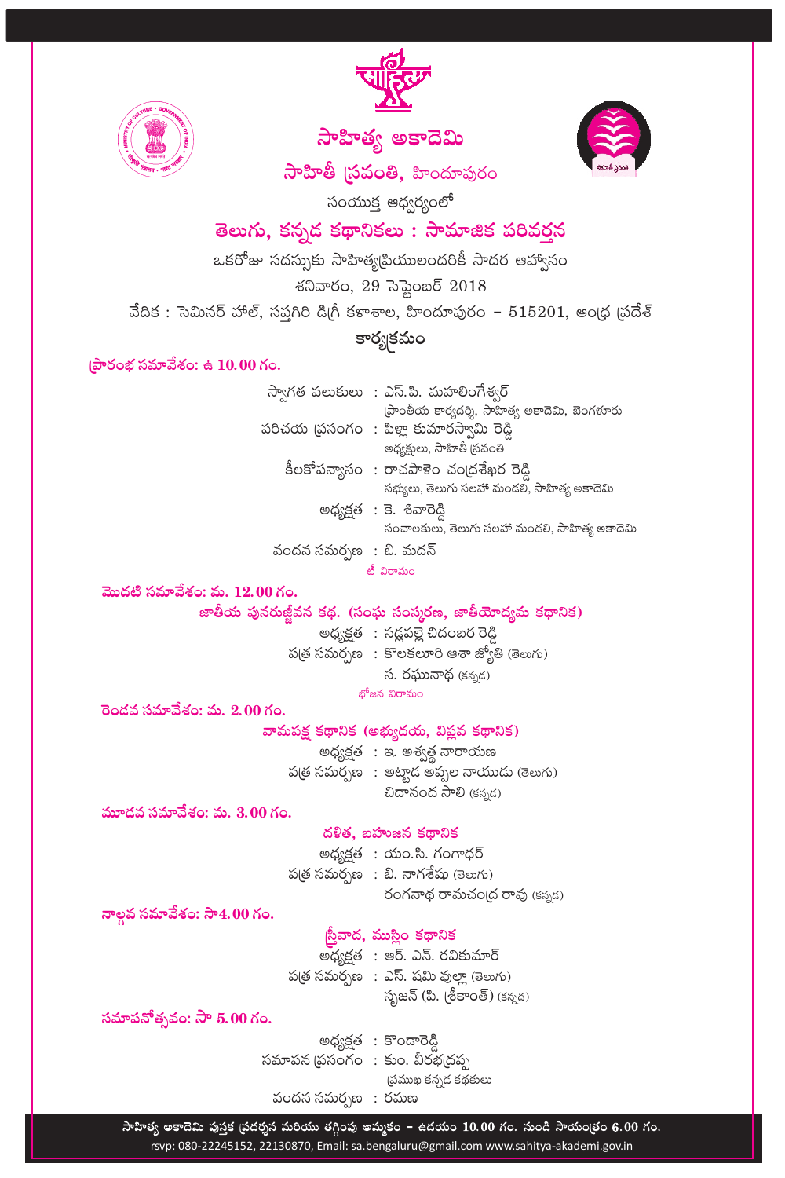# సాహిత్య అకాదెమి

## సాహితీ స్రవంతి, హిందూపురం

సంయుక్త ఆధ్వర్యంలో

## తెలుగు, కన్నడ కథానికలు : సామాజిక పరివర్తన

ఒకరోజు సదస్సుకు సాహిత్యప్రియులందరికీ సాదర ఆహ్వానం

శనివారం, 29 సెప్టెంబర్ 2018

వేదిక : సెమినర్ హాల్, సప్తగిరి డిగ్రీ కళాశాల, హిందూపురం – 515201, ఆంధ్ర ప్రదేశ్

### కార్యక్రమం

**ప్రారంభ సమావేశం: ఉ 10.00 గం.**

స్వాగత పలుకులు : ఎస్.పి. మహలింగేశ్వర్
ప్రాంతీయ కార్యదర్శి, సాహిత్య అకాదెమి, బెంగళూరు

పరిచయ ప్రసంగం : పిళ్లా కుమారస్వామి రెడ్డి
అధ్యక్షులు, సాహితీ స్రవంతి

కీలకోపన్యాసం : రాచపాళెం చంద్రశేఖర రెడ్డి
సభ్యులు, తెలుగు సలహా మండలి, సాహిత్య అకాదెమి

అధ్యక్షత : కె. శివారెడ్డి
సంచాలకులు, తెలుగు సలహా మండలి, సాహిత్య అకాదెమి

వందన సమర్పణ : బి. మదన్

టీ విరామం

**మొదటి సమావేశం: మ. 12.00 గం.**

**జాతీయ పునరుజ్జీవన కథ. (సంఘ సంస్కరణ, జాతీయోద్యమ కథానిక)**

అధ్యక్షత : సడ్లపల్లె చిదంబర రెడ్డి

పత్ర సమర్పణ : కొలకలూరి ఆశా జ్యోతి (తెలుగు)
స. రఘునాథ (కన్నడ)

భోజన విరామం

**రెండవ సమావేశం: మ. 2.00 గం.**

**వామపక్ష కథానిక (అభ్యుదయ, విప్లవ కథానిక)**

అధ్యక్షత : ఇ. అశ్వత్థ నారాయణ

పత్ర సమర్పణ : అట్టాడ అప్పల నాయుడు (తెలుగు)
చిదానంద సాలి (కన్నడ)

**మూడవ సమావేశం: మ. 3.00 గం.**

**దళిత, బహుజన కథానిక**

అధ్యక్షత : యం.సి. గంగాధర్

పత్ర సమర్పణ : బి. నాగశేషు (తెలుగు)
రంగనాథ రామచంద్ర రావు (కన్నడ)

**నాల్గవ సమావేశం: సా4.00 గం.**

**స్త్రీవాద, ముస్లిం కథానిక**

అధ్యక్షత : ఆర్. ఎన్. రవికుమార్

పత్ర సమర్పణ : ఎస్. షమి వుల్లా (తెలుగు)
సృజన్ (పి. శ్రీకాంత్) (కన్నడ)

**సమాపనోత్సవం: సా 5.00 గం.**

అధ్యక్షత : కొండారెడ్డి

సమాపన ప్రసంగం : కుం. వీరభద్రప్ప
ప్రముఖ కన్నడ కథకులు

వందన సమర్పణ : రమణ

**సాహిత్య అకాదెమి పుస్తక ప్రదర్శన మరియు తగ్గింపు అమ్మకం – ఉదయం 10.00 గం. నుండి సాయంత్రం 6.00 గం.**

rsvp: 080-22245152, 22130870, Email: sa.bengaluru@gmail.com www.sahitya-akademi.gov.in